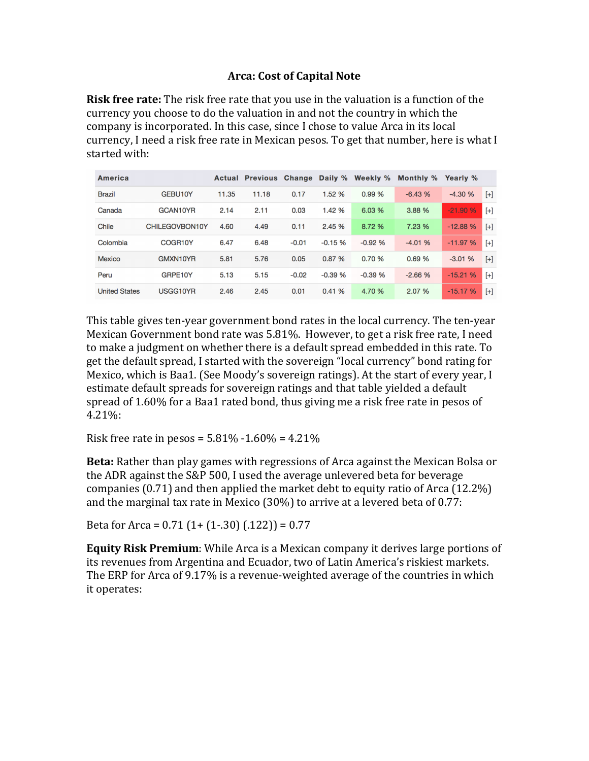# Arca: Cost of Capital Note

**Risk free rate:** The risk free rate that you use in the valuation is a function of the currency you choose to do the valuation in and not the country in which the company is incorporated. In this case, since I chose to value Arca in its local currency, I need a risk free rate in Mexican pesos. To get that number, here is what I started with:

| America | | Actual | Previous | Change | Daily % | Weekly % | Monthly % | Yearly % | |
|---|---|---|---|---|---|---|---|---|---|
| Brazil | GEBU10Y | 11.35 | 11.18 | 0.17 | 1.52 % | 0.99 % | -6.43 % | -4.30 % | [+] |
| Canada | GCAN10YR | 2.14 | 2.11 | 0.03 | 1.42 % | 6.03 % | 3.88 % | -21.90 % | [+] |
| Chile | CHILEGOVBON10Y | 4.60 | 4.49 | 0.11 | 2.45 % | 8.72 % | 7.23 % | -12.88 % | [+] |
| Colombia | COGR10Y | 6.47 | 6.48 | -0.01 | -0.15 % | -0.92 % | -4.01 % | -11.97 % | [+] |
| Mexico | GMXN10YR | 5.81 | 5.76 | 0.05 | 0.87 % | 0.70 % | 0.69 % | -3.01 % | [+] |
| Peru | GRPE10Y | 5.13 | 5.15 | -0.02 | -0.39 % | -0.39 % | -2.66 % | -15.21 % | [+] |
| United States | USGG10YR | 2.46 | 2.45 | 0.01 | 0.41 % | 4.70 % | 2.07 % | -15.17 % | [+] |

This table gives ten-year government bond rates in the local currency. The ten-year Mexican Government bond rate was 5.81%. However, to get a risk free rate, I need to make a judgment on whether there is a default spread embedded in this rate. To get the default spread, I started with the sovereign "local currency" bond rating for Mexico, which is Baa1. (See Moody's sovereign ratings). At the start of every year, I estimate default spreads for sovereign ratings and that table yielded a default spread of 1.60% for a Baa1 rated bond, thus giving me a risk free rate in pesos of 4.21%:

Risk free rate in pesos = 5.81% -1.60% = 4.21%

**Beta:** Rather than play games with regressions of Arca against the Mexican Bolsa or the ADR against the S&P 500, I used the average unlevered beta for beverage companies (0.71) and then applied the market debt to equity ratio of Arca (12.2%) and the marginal tax rate in Mexico (30%) to arrive at a levered beta of 0.77:

Beta for Arca = 0.71 (1+ (1-.30) (.122)) = 0.77

**Equity Risk Premium**: While Arca is a Mexican company it derives large portions of its revenues from Argentina and Ecuador, two of Latin America's riskiest markets. The ERP for Arca of 9.17% is a revenue-weighted average of the countries in which it operates: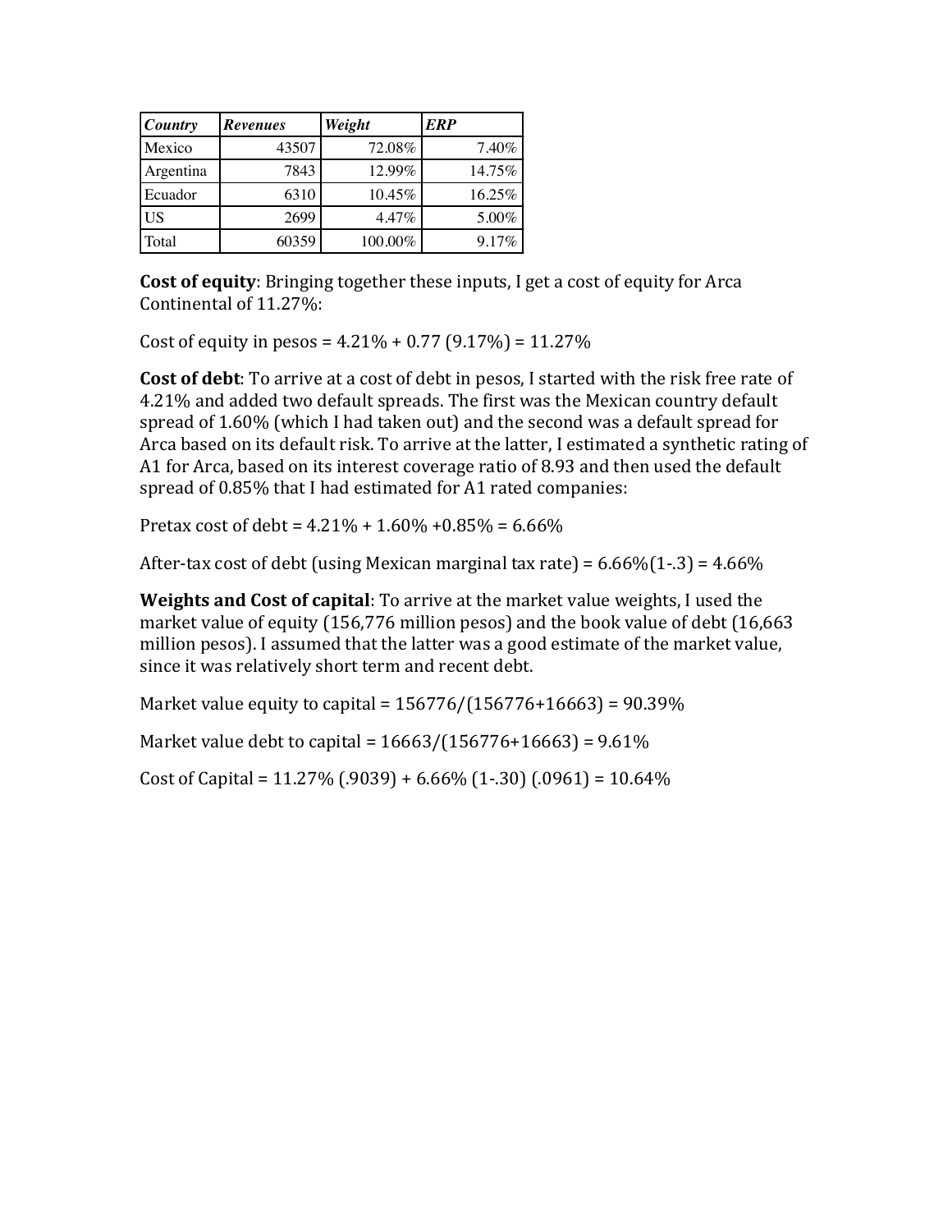| Country | Revenues | Weight | ERP |
|---|---|---|---|
| Mexico | 43507 | 72.08% | 7.40% |
| Argentina | 7843 | 12.99% | 14.75% |
| Ecuador | 6310 | 10.45% | 16.25% |
| US | 2699 | 4.47% | 5.00% |
| Total | 60359 | 100.00% | 9.17% |

**Cost of equity**: Bringing together these inputs, I get a cost of equity for Arca Continental of 11.27%:

Cost of equity in pesos = 4.21% + 0.77 (9.17%) = 11.27%

**Cost of debt**: To arrive at a cost of debt in pesos, I started with the risk free rate of 4.21% and added two default spreads. The first was the Mexican country default spread of 1.60% (which I had taken out) and the second was a default spread for Arca based on its default risk. To arrive at the latter, I estimated a synthetic rating of A1 for Arca, based on its interest coverage ratio of 8.93 and then used the default spread of 0.85% that I had estimated for A1 rated companies:

Pretax cost of debt = 4.21% + 1.60% +0.85% = 6.66%

After-tax cost of debt (using Mexican marginal tax rate) = 6.66%(1-.3) = 4.66%

**Weights and Cost of capital**: To arrive at the market value weights, I used the market value of equity (156,776 million pesos) and the book value of debt (16,663 million pesos). I assumed that the latter was a good estimate of the market value, since it was relatively short term and recent debt.

Market value equity to capital = 156776/(156776+16663) = 90.39%

Market value debt to capital = 16663/(156776+16663) = 9.61%

Cost of Capital = 11.27% (.9039) + 6.66% (1-.30) (.0961) = 10.64%